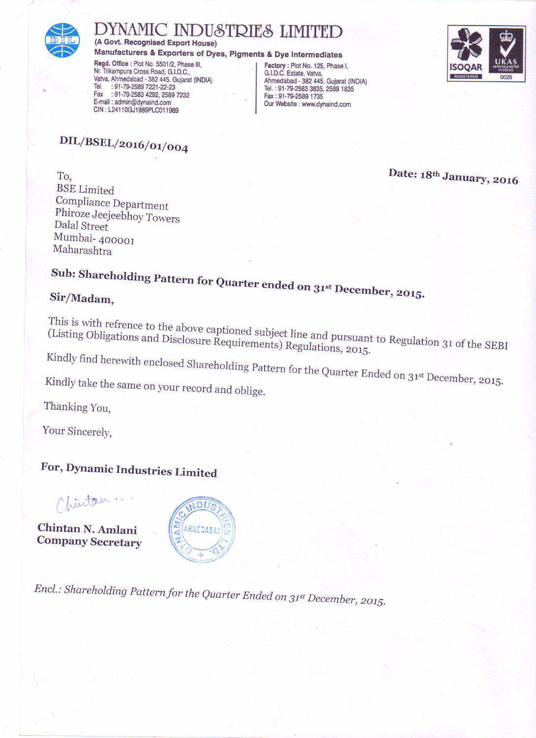# DYNAMIC INDUSTRIES LIMITED

(A Govt. Recognised Export House)

**Manufacturers & Exporters of Dyes, Pigments & Dye Intermediates**

**Regd. Office :** Plot No. 5501/2, Phase III,
Nr. Trikampura Cross Road, G.I.D.C.,
Vatva, Ahmedabad - 382 445. Gujarat (INDIA)
Tel. : 91-79-2589 7221-22-23
Fax : 91-79-2583 4292, 2589 7232
E-mail : admin@dynaind.com
CIN : L24110GJ1989PLC011989

**Factory :** Plot No. 125, Phase I,
G.I.D.C. Estate, Vatva,
Ahmedabad - 382 445. Gujarat (INDIA)
Tel. : 91-79-2583 3835, 2589 1835
Fax : 91-79-2589 1735
Our Website : www.dynaind.com

ISOQAR REGISTERED | UKAS MANAGEMENT SYSTEMS 0026

**DIL/BSEL/2016/01/004**

**Date: 18th January, 2016**

To,
BSE Limited
Compliance Department
Phiroze Jeejeebhoy Towers
Dalal Street
Mumbai- 400001
Maharashtra

**Sub: Shareholding Pattern for Quarter ended on 31st December, 2015.**

**Sir/Madam,**

This is with refrence to the above captioned subject line and pursuant to Regulation 31 of the SEBI (Listing Obligations and Disclosure Requirements) Regulations, 2015.

Kindly find herewith enclosed Shareholding Pattern for the Quarter Ended on 31st December, 2015.

Kindly take the same on your record and oblige.

Thanking You,

Your Sincerely,

**For, Dynamic Industries Limited**

**Chintan N. Amlani**
**Company Secretary**

*Encl.: Shareholding Pattern for the Quarter Ended on 31st December, 2015.*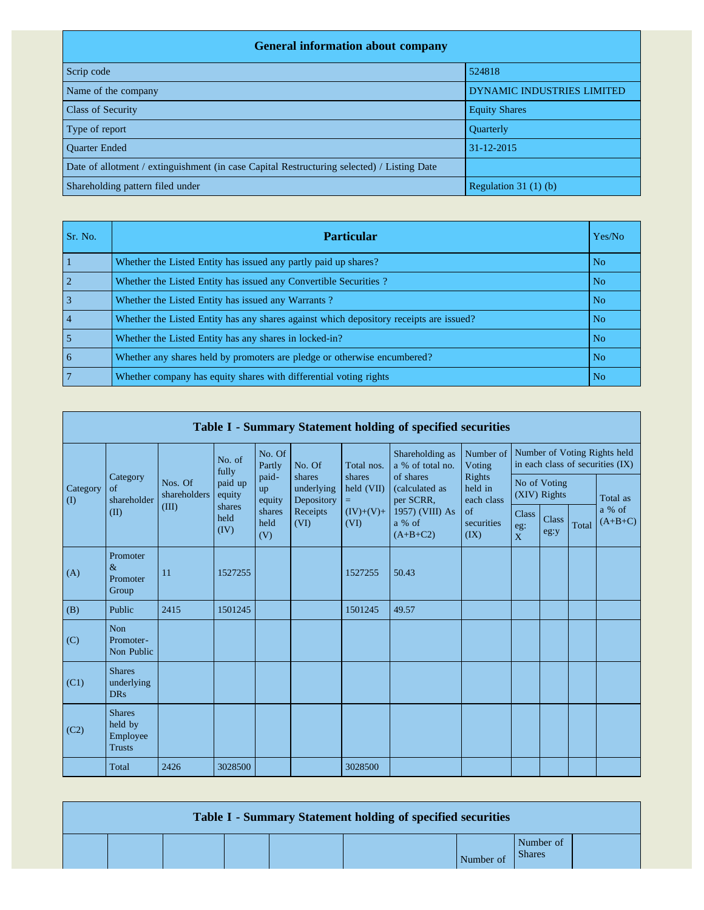| General information about company | |
|---|---|
| Scrip code | 524818 |
| Name of the company | DYNAMIC INDUSTRIES LIMITED |
| Class of Security | Equity Shares |
| Type of report | Quarterly |
| Quarter Ended | 31-12-2015 |
| Date of allotment / extinguishment (in case Capital Restructuring selected) / Listing Date | |
| Shareholding pattern filed under | Regulation 31 (1) (b) |

| Sr. No. | Particular | Yes/No |
|---|---|---|
| 1 | Whether the Listed Entity has issued any partly paid up shares? | No |
| 2 | Whether the Listed Entity has issued any Convertible Securities ? | No |
| 3 | Whether the Listed Entity has issued any Warrants ? | No |
| 4 | Whether the Listed Entity has any shares against which depository receipts are issued? | No |
| 5 | Whether the Listed Entity has any shares in locked-in? | No |
| 6 | Whether any shares held by promoters are pledge or otherwise encumbered? | No |
| 7 | Whether company has equity shares with differential voting rights | No |

**Table I - Summary Statement holding of specified securities**

| Category (I) | Category of shareholder (II) | Nos. Of shareholders (III) | No. of fully paid up equity shares held (IV) | No. Of Partly paid-up equity shares held (V) | No. Of shares underlying Depository Receipts (VI) | Total nos. shares held (VII) = (IV)+(V)+ (VI) | Shareholding as a % of total no. of shares (calculated as per SCRR, 1957) (VIII) As a % of (A+B+C2) | Number of Voting Rights held in each class of securities (IX) | | | |
|---|---|---|---|---|---|---|---|---|---|---|---|
| | | | | | | | | No of Voting (XIV) Rights | | | Total as a % of (A+B+C) |
| | | | | | | | | Class eg: X | Class eg:y | Total | |
| (A) | Promoter & Promoter Group | 11 | 1527255 | | | 1527255 | 50.43 | | | | |
| (B) | Public | 2415 | 1501245 | | | 1501245 | 49.57 | | | | |
| (C) | Non Promoter- Non Public | | | | | | | | | | |
| (C1) | Shares underlying DRs | | | | | | | | | | |
| (C2) | Shares held by Employee Trusts | | | | | | | | | | |
| | Total | 2426 | 3028500 | | | 3028500 | | | | | |

**Table I - Summary Statement holding of specified securities**

| | | | | | | Number of | Number of Shares | |
|---|---|---|---|---|---|---|---|---|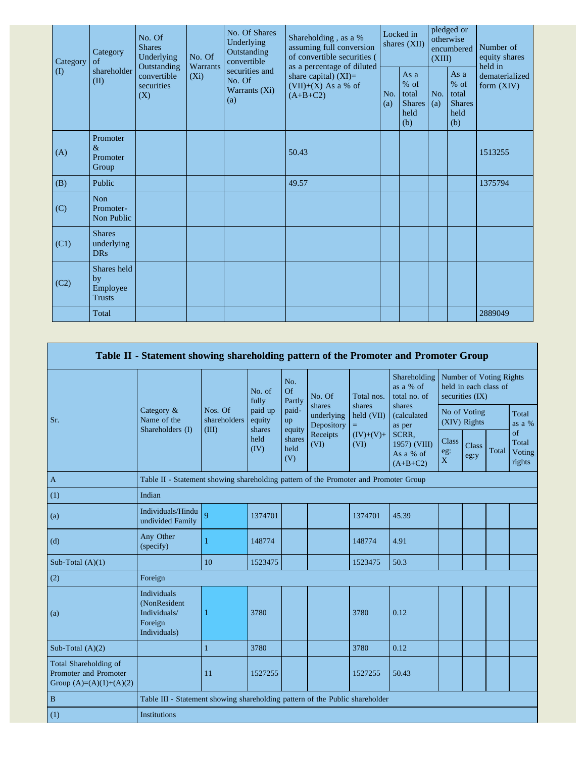| Category (I) | Category of shareholder (II) | No. Of Shares Underlying Outstanding convertible securities (X) | No. Of Warrants (Xi) | No. Of Shares Underlying Outstanding convertible securities and No. Of Warrants (Xi) (a) | Shareholding , as a % assuming full conversion of convertible securities ( as a percentage of diluted share capital) (XI)= (VII)+(X) As a % of (A+B+C2) | Locked in shares (XII) | | pledged or otherwise encumbered (XIII) | | Number of equity shares held in dematerialized form (XIV) |
|---|---|---|---|---|---|---|---|---|---|---|
| | | | | | | No. (a) | As a % of total Shares held (b) | No. (a) | As a % of total Shares held (b) | |
| (A) | Promoter & Promoter Group | | | | 50.43 | | | | | 1513255 |
| (B) | Public | | | | 49.57 | | | | | 1375794 |
| (C) | Non Promoter- Non Public | | | | | | | | | |
| (C1) | Shares underlying DRs | | | | | | | | | |
| (C2) | Shares held by Employee Trusts | | | | | | | | | |
| | Total | | | | | | | | | 2889049 |

## Table II - Statement showing shareholding pattern of the Promoter and Promoter Group

| Sr. | Category & Name of the Shareholders (I) | Nos. Of shareholders (III) | No. of fully paid up equity shares held (IV) | No. Of Partly paid-up equity shares held (V) | No. Of shares underlying Depository Receipts (VI) | Total nos. shares held (VII) = (IV)+(V)+ (VI) | Shareholding as a % of total no. of shares (calculated as per SCRR, 1957) (VIII) As a % of (A+B+C2) | Number of Voting Rights held in each class of securities (IX) | | | |
|---|---|---|---|---|---|---|---|---|---|---|---|
| | | | | | | | | No of Voting (XIV) Rights | | | Total as a % of Total Voting rights |
| | | | | | | | | Class eg: X | Class eg:y | Total | |
| A | Table II - Statement showing shareholding pattern of the Promoter and Promoter Group | | | | | | | | | | |
| (1) | Indian | | | | | | | | | | |
| (a) | Individuals/Hindu undivided Family | 9 | 1374701 | | | 1374701 | 45.39 | | | | |
| (d) | Any Other (specify) | 1 | 148774 | | | 148774 | 4.91 | | | | |
| Sub-Total (A)(1) | | 10 | 1523475 | | | 1523475 | 50.3 | | | | |
| (2) | Foreign | | | | | | | | | | |
| (a) | Individuals (NonResident Individuals/ Foreign Individuals) | 1 | 3780 | | | 3780 | 0.12 | | | | |
| Sub-Total (A)(2) | | 1 | 3780 | | | 3780 | 0.12 | | | | |
| Total Shareholding of Promoter and Promoter Group (A)=(A)(1)+(A)(2) | | 11 | 1527255 | | | 1527255 | 50.43 | | | | |
| B | Table III - Statement showing shareholding pattern of the Public shareholder | | | | | | | | | | |
| (1) | Institutions | | | | | | | | | | |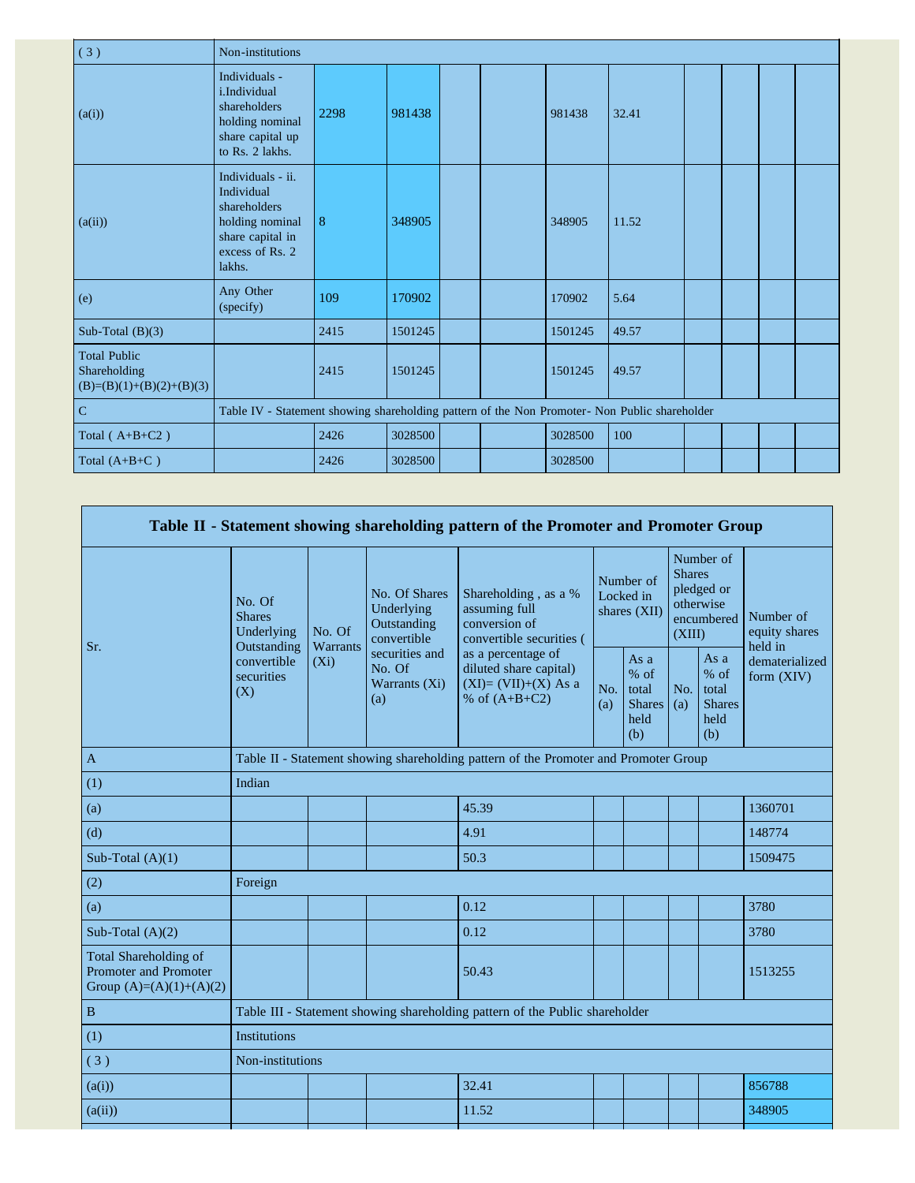| | | | | | | | | | | | |
|---|---|---|---|---|---|---|---|---|---|---|---|
| ( 3 ) | Non-institutions | | | | | | | | | | |
| (a(i)) | Individuals - i.Individual shareholders holding nominal share capital up to Rs. 2 lakhs. | 2298 | 981438 | | | 981438 | 32.41 | | | | |
| (a(ii)) | Individuals - ii. Individual shareholders holding nominal share capital in excess of Rs. 2 lakhs. | 8 | 348905 | | | 348905 | 11.52 | | | | |
| (e) | Any Other (specify) | 109 | 170902 | | | 170902 | 5.64 | | | | |
| Sub-Total (B)(3) | | 2415 | 1501245 | | | 1501245 | 49.57 | | | | |
| Total Public Shareholding (B)=(B)(1)+(B)(2)+(B)(3) | | 2415 | 1501245 | | | 1501245 | 49.57 | | | | |
| C | Table IV - Statement showing shareholding pattern of the Non Promoter- Non Public shareholder | | | | | | | | | | |
| Total ( A+B+C2 ) | | 2426 | 3028500 | | | 3028500 | 100 | | | | |
| Total (A+B+C ) | | 2426 | 3028500 | | | 3028500 | | | | | |

## Table II - Statement showing shareholding pattern of the Promoter and Promoter Group

| Sr. | No. Of Shares Underlying Outstanding convertible securities (X) | No. Of Warrants (Xi) | No. Of Shares Underlying Outstanding convertible securities and No. Of Warrants (Xi) (a) | Shareholding , as a % assuming full conversion of convertible securities ( as a percentage of diluted share capital) (XI)= (VII)+(X) As a % of (A+B+C2) | Number of Locked in shares (XII) | | Number of Shares pledged or otherwise encumbered (XIII) | | Number of equity shares held in dematerialized form (XIV) |
|---|---|---|---|---|---|---|---|---|---|
| | | | | | No. (a) | As a % of total Shares held (b) | No. (a) | As a % of total Shares held (b) | |
| A | Table II - Statement showing shareholding pattern of the Promoter and Promoter Group | | | | | | | | |
| (1) | Indian | | | | | | | | |
| (a) | | | | 45.39 | | | | | 1360701 |
| (d) | | | | 4.91 | | | | | 148774 |
| Sub-Total (A)(1) | | | | 50.3 | | | | | 1509475 |
| (2) | Foreign | | | | | | | | |
| (a) | | | | 0.12 | | | | | 3780 |
| Sub-Total (A)(2) | | | | 0.12 | | | | | 3780 |
| Total Shareholding of Promoter and Promoter Group (A)=(A)(1)+(A)(2) | | | | 50.43 | | | | | 1513255 |
| B | Table III - Statement showing shareholding pattern of the Public shareholder | | | | | | | | |
| (1) | Institutions | | | | | | | | |
| ( 3 ) | Non-institutions | | | | | | | | |
| (a(i)) | | | | 32.41 | | | | | 856788 |
| (a(ii)) | | | | 11.52 | | | | | 348905 |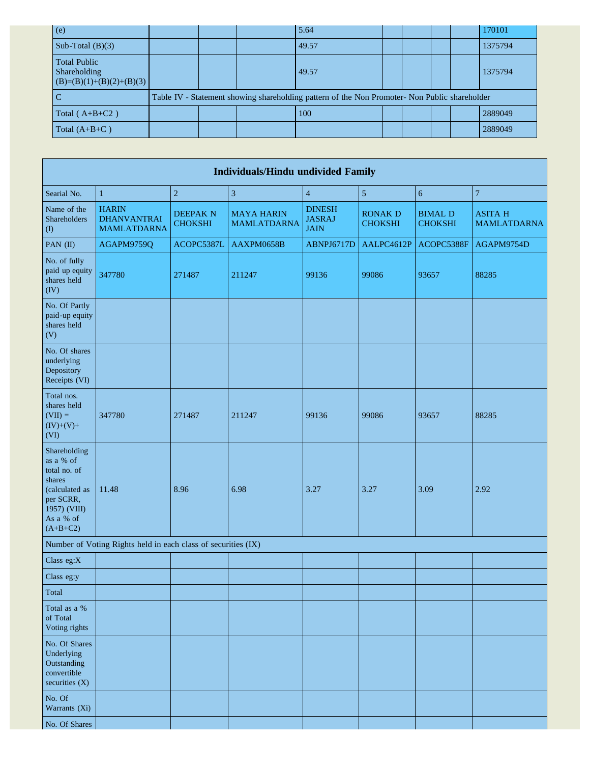| (e) | | | | 5.64 | | | | | 170101 |
|---|---|---|---|---|---|---|---|---|---|
| Sub-Total (B)(3) | | | | 49.57 | | | | | 1375794 |
| Total Public Shareholding (B)=(B)(1)+(B)(2)+(B)(3) | | | | 49.57 | | | | | 1375794 |
| C | Table IV - Statement showing shareholding pattern of the Non Promoter- Non Public shareholder | | | | | | | | |
| Total ( A+B+C2 ) | | | | 100 | | | | | 2889049 |
| Total (A+B+C ) | | | | | | | | | 2889049 |

| Individuals/Hindu undivided Family | | | | | | | |
|---|---|---|---|---|---|---|---|
| Searial No. | 1 | 2 | 3 | 4 | 5 | 6 | 7 |
| Name of the Shareholders (I) | HARIN DHANVANTRAI MAMLATDARNA | DEEPAK N CHOKSHI | MAYA HARIN MAMLATDARNA | DINESH JASRAJ JAIN | RONAK D CHOKSHI | BIMAL D CHOKSHI | ASITA H MAMLATDARNA |
| PAN (II) | AGAPM9759Q | ACOPC5387L | AAXPM0658B | ABNPJ6717D | AALPC4612P | ACOPC5388F | AGAPM9754D |
| No. of fully paid up equity shares held (IV) | 347780 | 271487 | 211247 | 99136 | 99086 | 93657 | 88285 |
| No. Of Partly paid-up equity shares held (V) | | | | | | | |
| No. Of shares underlying Depository Receipts (VI) | | | | | | | |
| Total nos. shares held (VII) = (IV)+(V)+ (VI) | 347780 | 271487 | 211247 | 99136 | 99086 | 93657 | 88285 |
| Shareholding as a % of total no. of shares (calculated as per SCRR, 1957) (VIII) As a % of (A+B+C2) | 11.48 | 8.96 | 6.98 | 3.27 | 3.27 | 3.09 | 2.92 |
| Number of Voting Rights held in each class of securities (IX) | | | | | | | |
| Class eg:X | | | | | | | |
| Class eg:y | | | | | | | |
| Total | | | | | | | |
| Total as a % of Total Voting rights | | | | | | | |
| No. Of Shares Underlying Outstanding convertible securities (X) | | | | | | | |
| No. Of Warrants (Xi) | | | | | | | |
| No. Of Shares | | | | | | | |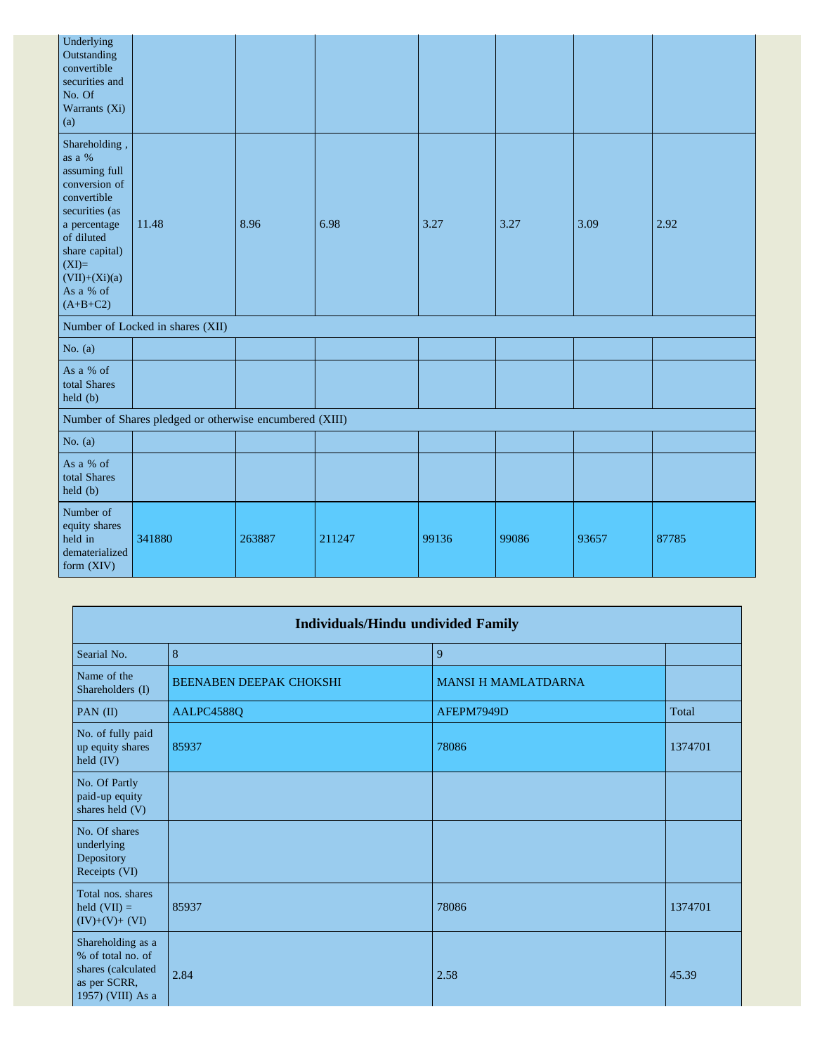| Underlying Outstanding convertible securities and No. Of Warrants (Xi) (a) | | | | | | | |
|---|---|---|---|---|---|---|---|
| Shareholding , as a % assuming full conversion of convertible securities (as a percentage of diluted share capital) (XI)= (VII)+(Xi)(a) As a % of (A+B+C2) | 11.48 | 8.96 | 6.98 | 3.27 | 3.27 | 3.09 | 2.92 |
| Number of Locked in shares (XII) | | | | | | | |
| No. (a) | | | | | | | |
| As a % of total Shares held (b) | | | | | | | |
| Number of Shares pledged or otherwise encumbered (XIII) | | | | | | | |
| No. (a) | | | | | | | |
| As a % of total Shares held (b) | | | | | | | |
| Number of equity shares held in dematerialized form (XIV) | 341880 | 263887 | 211247 | 99136 | 99086 | 93657 | 87785 |

| Individuals/Hindu undivided Family | | | |
|---|---|---|---|
| Searial No. | 8 | 9 | |
| Name of the Shareholders (I) | BEENABEN DEEPAK CHOKSHI | MANSI H MAMLATDARNA | |
| PAN (II) | AALPC4588Q | AFEPM7949D | Total |
| No. of fully paid up equity shares held (IV) | 85937 | 78086 | 1374701 |
| No. Of Partly paid-up equity shares held (V) | | | |
| No. Of shares underlying Depository Receipts (VI) | | | |
| Total nos. shares held (VII) = (IV)+(V)+ (VI) | 85937 | 78086 | 1374701 |
| Shareholding as a % of total no. of shares (calculated as per SCRR, 1957) (VIII) As a | 2.84 | 2.58 | 45.39 |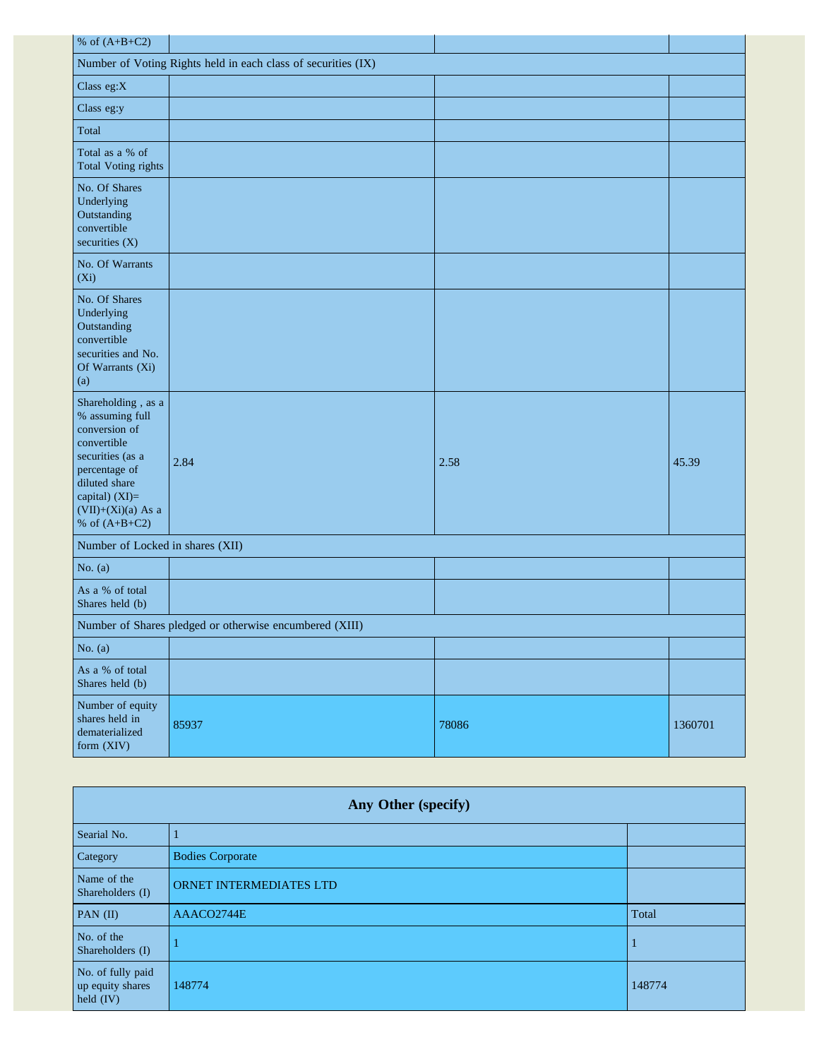| % of (A+B+C2) | | | |
|---|---|---|---|
| Number of Voting Rights held in each class of securities (IX) | | | |
| Class eg:X | | | |
| Class eg:y | | | |
| Total | | | |
| Total as a % of Total Voting rights | | | |
| No. Of Shares Underlying Outstanding convertible securities (X) | | | |
| No. Of Warrants (Xi) | | | |
| No. Of Shares Underlying Outstanding convertible securities and No. Of Warrants (Xi) (a) | | | |
| Shareholding , as a % assuming full conversion of convertible securities (as a percentage of diluted share capital) (XI)= (VII)+(Xi)(a) As a % of (A+B+C2) | 2.84 | 2.58 | 45.39 |
| Number of Locked in shares (XII) | | | |
| No. (a) | | | |
| As a % of total Shares held (b) | | | |
| Number of Shares pledged or otherwise encumbered (XIII) | | | |
| No. (a) | | | |
| As a % of total Shares held (b) | | | |
| Number of equity shares held in dematerialized form (XIV) | 85937 | 78086 | 1360701 |

| Any Other (specify) | | |
|---|---|---|
| Searial No. | 1 | |
| Category | Bodies Corporate | |
| Name of the Shareholders (I) | ORNET INTERMEDIATES LTD | |
| PAN (II) | AAACO2744E | Total |
| No. of the Shareholders (I) | 1 | 1 |
| No. of fully paid up equity shares held (IV) | 148774 | 148774 |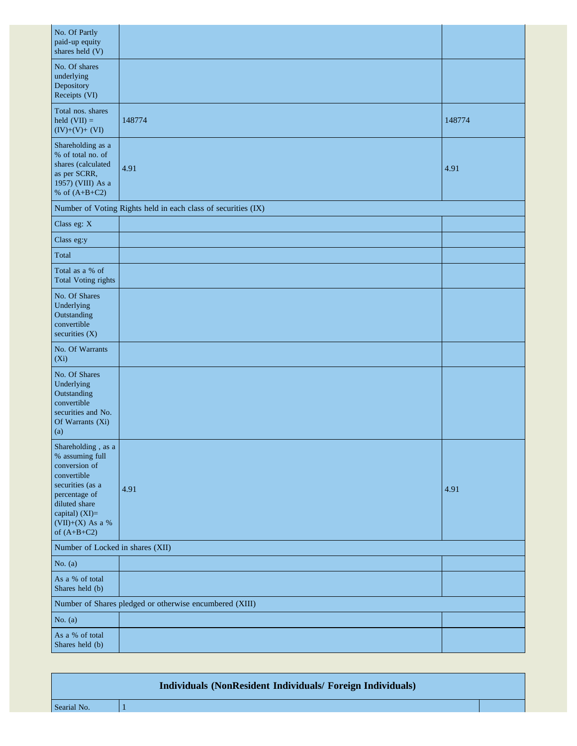| | | |
|---|---|---|
| No. Of Partly paid-up equity shares held (V) | | |
| No. Of shares underlying Depository Receipts (VI) | | |
| Total nos. shares held (VII) = (IV)+(V)+ (VI) | 148774 | 148774 |
| Shareholding as a % of total no. of shares (calculated as per SCRR, 1957) (VIII) As a % of (A+B+C2) | 4.91 | 4.91 |
| Number of Voting Rights held in each class of securities (IX) | | |
| Class eg: X | | |
| Class eg:y | | |
| Total | | |
| Total as a % of Total Voting rights | | |
| No. Of Shares Underlying Outstanding convertible securities (X) | | |
| No. Of Warrants (Xi) | | |
| No. Of Shares Underlying Outstanding convertible securities and No. Of Warrants (Xi) (a) | | |
| Shareholding , as a % assuming full conversion of convertible securities (as a percentage of diluted share capital) (XI)= (VII)+(X) As a % of (A+B+C2) | 4.91 | 4.91 |
| Number of Locked in shares (XII) | | |
| No. (a) | | |
| As a % of total Shares held (b) | | |
| Number of Shares pledged or otherwise encumbered (XIII) | | |
| No. (a) | | |
| As a % of total Shares held (b) | | |

| Individuals (NonResident Individuals/ Foreign Individuals) | | |
|---|---|---|
| Searial No. | 1 | |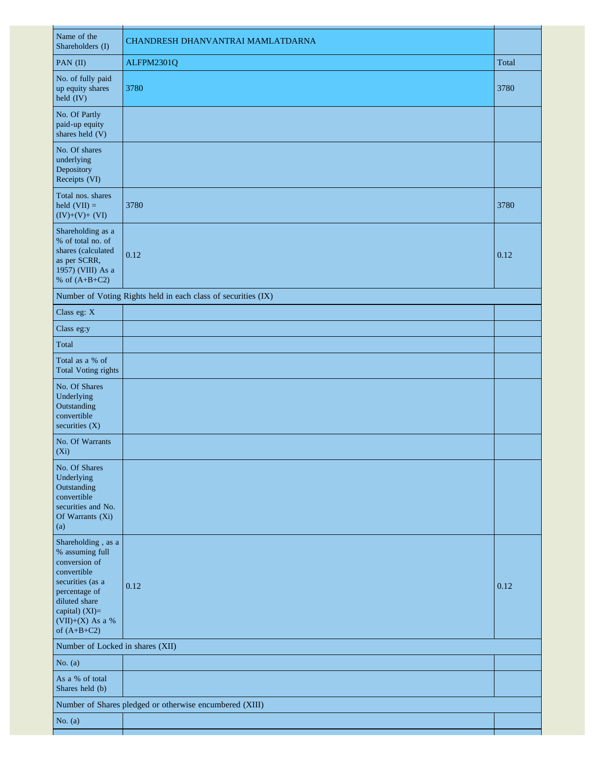| Name of the Shareholders (I) | CHANDRESH DHANVANTRAI MAMLATDARNA | |
|---|---|---|
| PAN (II) | ALFPM2301Q | Total |
| No. of fully paid up equity shares held (IV) | 3780 | 3780 |
| No. Of Partly paid-up equity shares held (V) | | |
| No. Of shares underlying Depository Receipts (VI) | | |
| Total nos. shares held (VII) = (IV)+(V)+ (VI) | 3780 | 3780 |
| Shareholding as a % of total no. of shares (calculated as per SCRR, 1957) (VIII) As a % of (A+B+C2) | 0.12 | 0.12 |
| Number of Voting Rights held in each class of securities (IX) | | |
| Class eg: X | | |
| Class eg:y | | |
| Total | | |
| Total as a % of Total Voting rights | | |
| No. Of Shares Underlying Outstanding convertible securities (X) | | |
| No. Of Warrants (Xi) | | |
| No. Of Shares Underlying Outstanding convertible securities and No. Of Warrants (Xi) (a) | | |
| Shareholding , as a % assuming full conversion of convertible securities (as a percentage of diluted share capital) (XI)= (VII)+(X) As a % of (A+B+C2) | 0.12 | 0.12 |
| Number of Locked in shares (XII) | | |
| No. (a) | | |
| As a % of total Shares held (b) | | |
| Number of Shares pledged or otherwise encumbered (XIII) | | |
| No. (a) | | |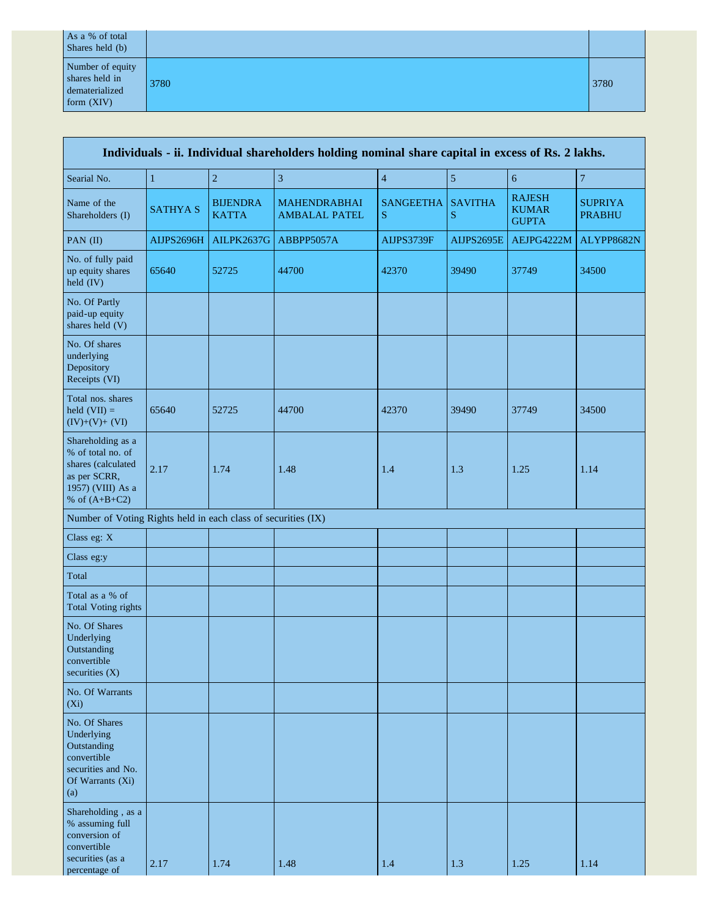| As a % of total Shares held (b) | | |
|---|---|---|
| Number of equity shares held in dematerialized form (XIV) | 3780 | 3780 |

| Individuals - ii. Individual shareholders holding nominal share capital in excess of Rs. 2 lakhs. | | | | | | | |
|---|---|---|---|---|---|---|---|
| Searial No. | 1 | 2 | 3 | 4 | 5 | 6 | 7 |
| Name of the Shareholders (I) | SATHYA S | BIJENDRA KATTA | MAHENDRABHAI AMBALAL PATEL | SANGEETHA S | SAVITHA S | RAJESH KUMAR GUPTA | SUPRIYA PRABHU |
| PAN (II) | AIJPS2696H | AILPK2637G | ABBPP5057A | AIJPS3739F | AIJPS2695E | AEJPG4222M | ALYPP8682N |
| No. of fully paid up equity shares held (IV) | 65640 | 52725 | 44700 | 42370 | 39490 | 37749 | 34500 |
| No. Of Partly paid-up equity shares held (V) | | | | | | | |
| No. Of shares underlying Depository Receipts (VI) | | | | | | | |
| Total nos. shares held (VII) = (IV)+(V)+ (VI) | 65640 | 52725 | 44700 | 42370 | 39490 | 37749 | 34500 |
| Shareholding as a % of total no. of shares (calculated as per SCRR, 1957) (VIII) As a % of (A+B+C2) | 2.17 | 1.74 | 1.48 | 1.4 | 1.3 | 1.25 | 1.14 |
| Number of Voting Rights held in each class of securities (IX) | | | | | | | |
| Class eg: X | | | | | | | |
| Class eg:y | | | | | | | |
| Total | | | | | | | |
| Total as a % of Total Voting rights | | | | | | | |
| No. Of Shares Underlying Outstanding convertible securities (X) | | | | | | | |
| No. Of Warrants (Xi) | | | | | | | |
| No. Of Shares Underlying Outstanding convertible securities and No. Of Warrants (Xi) (a) | | | | | | | |
| Shareholding , as a % assuming full conversion of convertible securities (as a percentage of | 2.17 | 1.74 | 1.48 | 1.4 | 1.3 | 1.25 | 1.14 |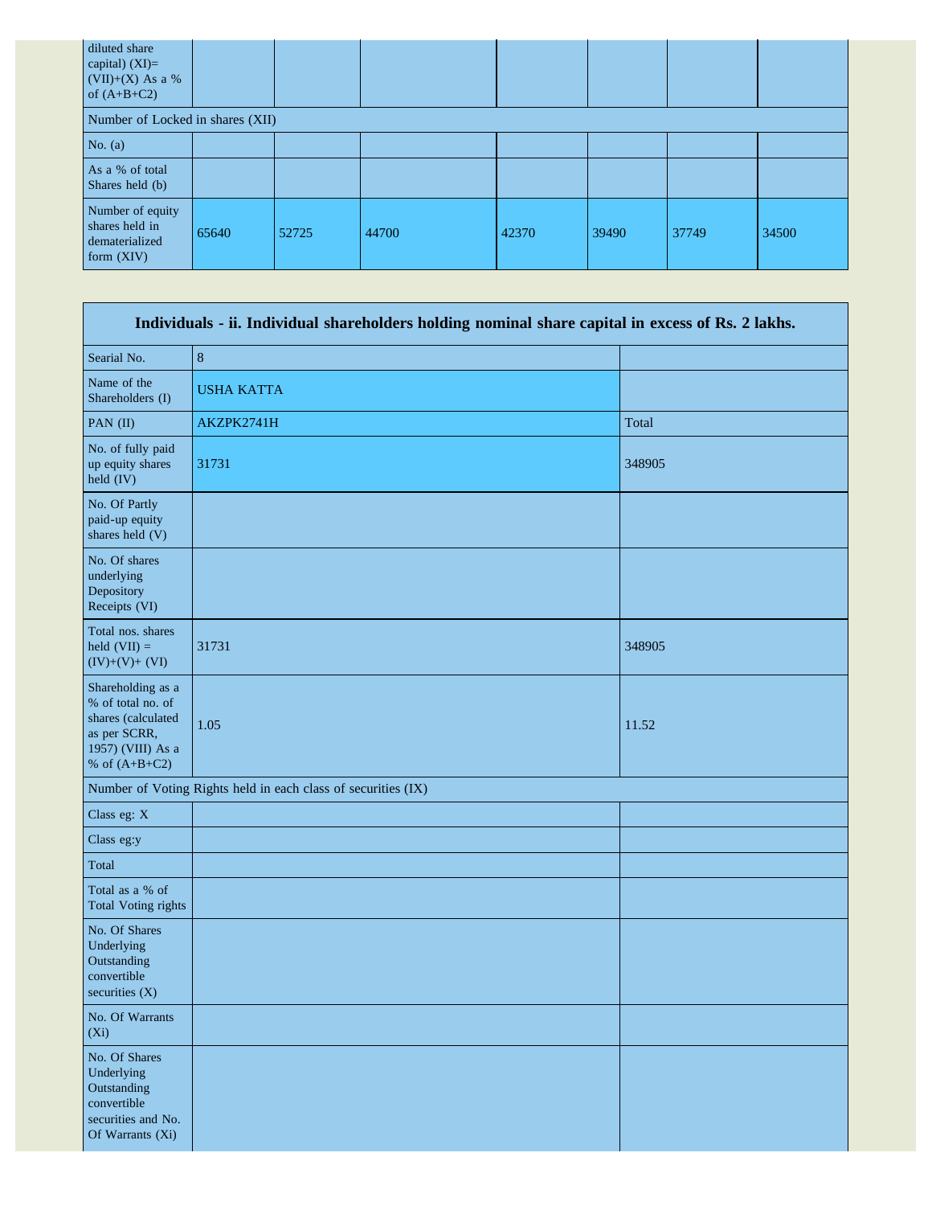| diluted share capital) (XI)= (VII)+(X) As a % of (A+B+C2) | | | | | | | |
|---|---|---|---|---|---|---|---|
| Number of Locked in shares (XII) | | | | | | | |
| No. (a) | | | | | | | |
| As a % of total Shares held (b) | | | | | | | |
| Number of equity shares held in dematerialized form (XIV) | 65640 | 52725 | 44700 | 42370 | 39490 | 37749 | 34500 |

| Individuals - ii. Individual shareholders holding nominal share capital in excess of Rs. 2 lakhs. | | |
|---|---|---|
| Searial No. | 8 | |
| Name of the Shareholders (I) | USHA KATTA | |
| PAN (II) | AKZPK2741H | Total |
| No. of fully paid up equity shares held (IV) | 31731 | 348905 |
| No. Of Partly paid-up equity shares held (V) | | |
| No. Of shares underlying Depository Receipts (VI) | | |
| Total nos. shares held (VII) = (IV)+(V)+ (VI) | 31731 | 348905 |
| Shareholding as a % of total no. of shares (calculated as per SCRR, 1957) (VIII) As a % of (A+B+C2) | 1.05 | 11.52 |
| Number of Voting Rights held in each class of securities (IX) | | |
| Class eg: X | | |
| Class eg:y | | |
| Total | | |
| Total as a % of Total Voting rights | | |
| No. Of Shares Underlying Outstanding convertible securities (X) | | |
| No. Of Warrants (Xi) | | |
| No. Of Shares Underlying Outstanding convertible securities and No. Of Warrants (Xi) | | |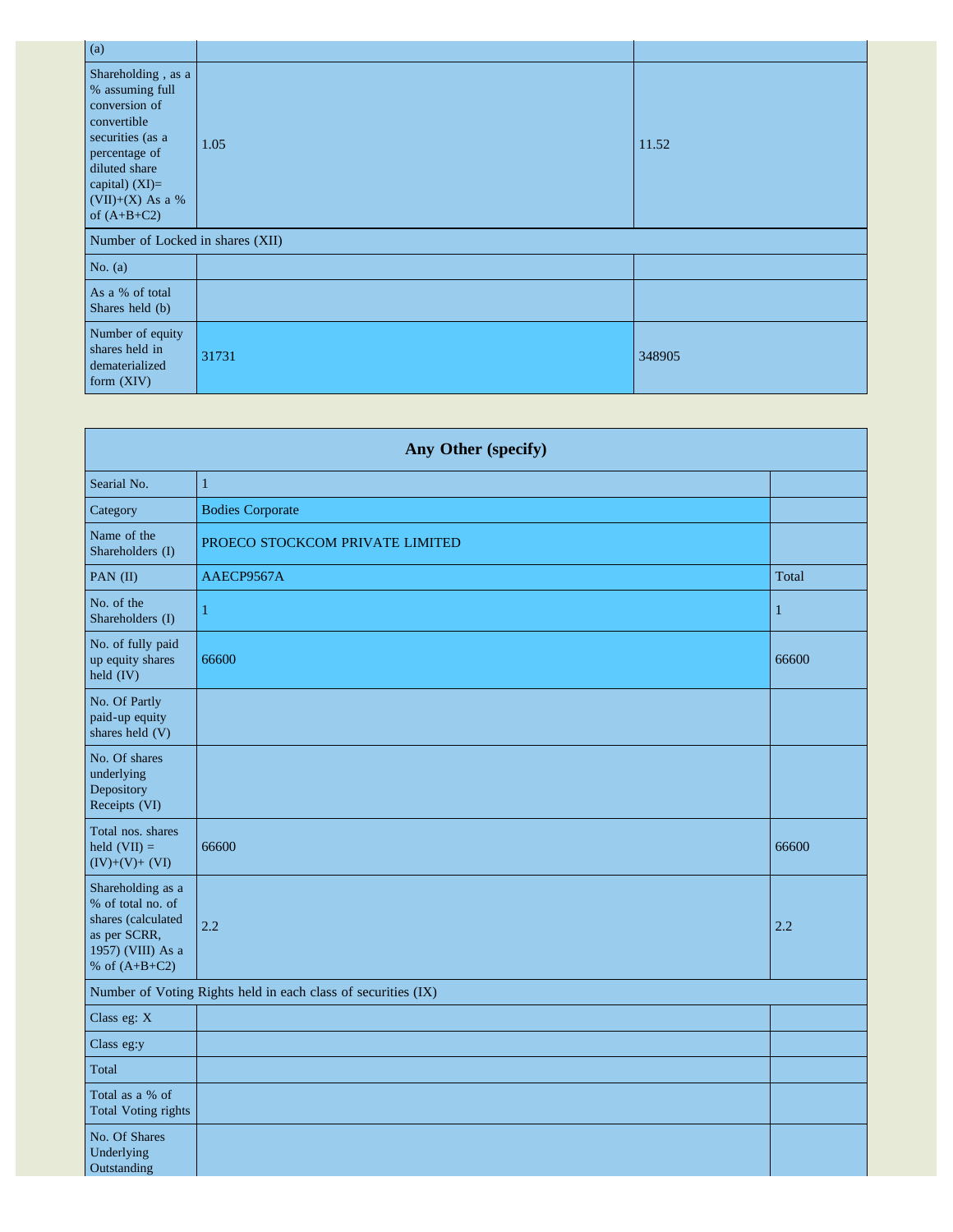| (a) | | |
|---|---|---|
| Shareholding , as a % assuming full conversion of convertible securities (as a percentage of diluted share capital) (XI)= (VII)+(X) As a % of (A+B+C2) | 1.05 | 11.52 |
| Number of Locked in shares (XII) | | |
| No. (a) | | |
| As a % of total Shares held (b) | | |
| Number of equity shares held in dematerialized form (XIV) | 31731 | 348905 |

| Any Other (specify) | | |
|---|---|---|
| Searial No. | 1 | |
| Category | Bodies Corporate | |
| Name of the Shareholders (I) | PROECO STOCKCOM PRIVATE LIMITED | |
| PAN (II) | AAECP9567A | Total |
| No. of the Shareholders (I) | 1 | 1 |
| No. of fully paid up equity shares held (IV) | 66600 | 66600 |
| No. Of Partly paid-up equity shares held (V) | | |
| No. Of shares underlying Depository Receipts (VI) | | |
| Total nos. shares held (VII) = (IV)+(V)+ (VI) | 66600 | 66600 |
| Shareholding as a % of total no. of shares (calculated as per SCRR, 1957) (VIII) As a % of (A+B+C2) | 2.2 | 2.2 |
| Number of Voting Rights held in each class of securities (IX) | | |
| Class eg: X | | |
| Class eg:y | | |
| Total | | |
| Total as a % of Total Voting rights | | |
| No. Of Shares Underlying Outstanding | | |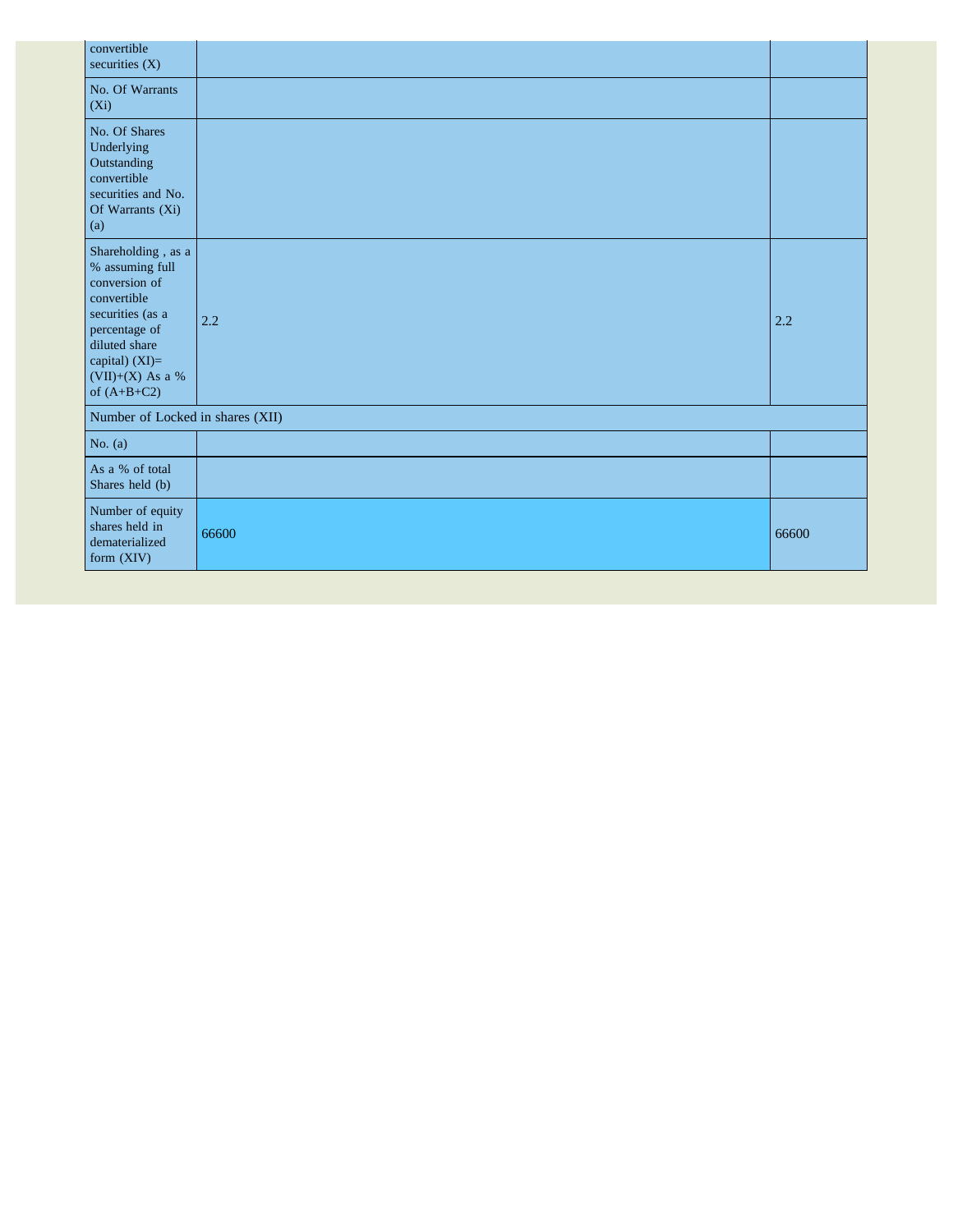| | | |
|---|---|---|
| convertible securities (X) | | |
| No. Of Warrants (Xi) | | |
| No. Of Shares Underlying Outstanding convertible securities and No. Of Warrants (Xi) (a) | | |
| Shareholding , as a % assuming full conversion of convertible securities (as a percentage of diluted share capital) (XI)= (VII)+(X) As a % of (A+B+C2) | 2.2 | 2.2 |
| Number of Locked in shares (XII) | | |
| No. (a) | | |
| As a % of total Shares held (b) | | |
| Number of equity shares held in dematerialized form (XIV) | 66600 | 66600 |